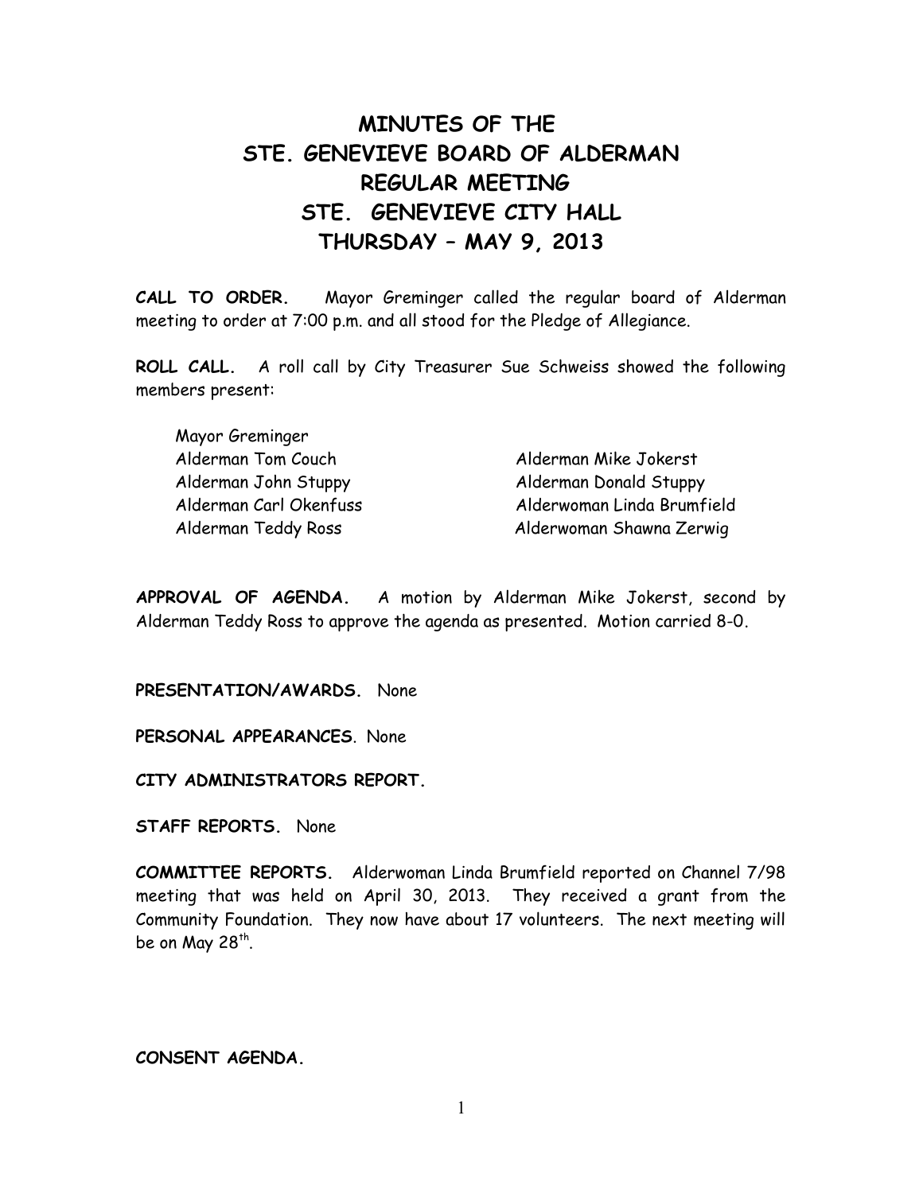# MINUTES OF THE STE. GENEVIEVE BOARD OF ALDERMAN REGULAR MEETING STE. GENEVIEVE CITY HALL THURSDAY – MAY 9, 2013

**CALL TO ORDER.** Mayor Greminger called the regular board of Alderman meeting to order at 7:00 p.m. and all stood for the Pledge of Allegiance.

**ROLL CALL.** A roll call by City Treasurer Sue Schweiss showed the following members present:

Mayor Greminger
Alderman Tom Couch
Alderman Mike Jokerst
Alderman John Stuppy
Alderman Donald Stuppy
Alderman Carl Okenfuss
Alderwoman Linda Brumfield
Alderman Teddy Ross
Alderwoman Shawna Zerwig

**APPROVAL OF AGENDA.** A motion by Alderman Mike Jokerst, second by Alderman Teddy Ross to approve the agenda as presented. Motion carried 8-0.

**PRESENTATION/AWARDS.** None

**PERSONAL APPEARANCES**. None

**CITY ADMINISTRATORS REPORT.**

**STAFF REPORTS.** None

**COMMITTEE REPORTS.** Alderwoman Linda Brumfield reported on Channel 7/98 meeting that was held on April 30, 2013. They received a grant from the Community Foundation. They now have about 17 volunteers. The next meeting will be on May 28th.

**CONSENT AGENDA.**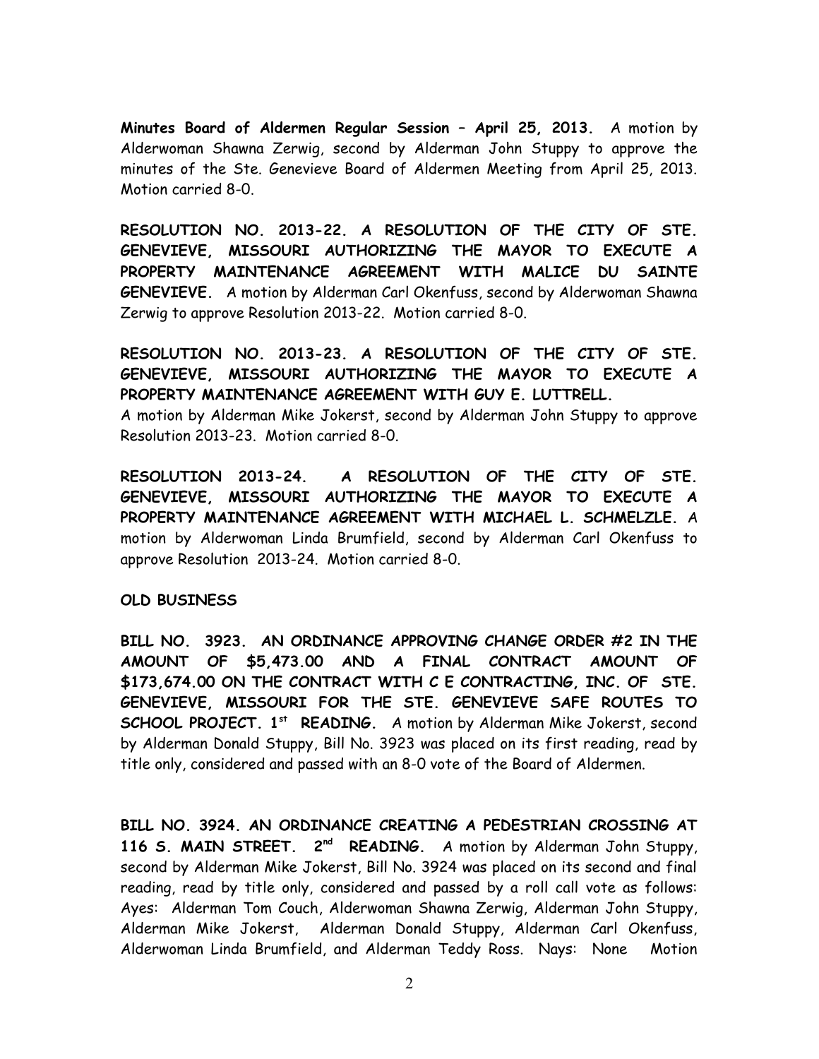**Minutes Board of Aldermen Regular Session – April 25, 2013.** A motion by Alderwoman Shawna Zerwig, second by Alderman John Stuppy to approve the minutes of the Ste. Genevieve Board of Aldermen Meeting from April 25, 2013. Motion carried 8-0.

**RESOLUTION NO. 2013-22. A RESOLUTION OF THE CITY OF STE. GENEVIEVE, MISSOURI AUTHORIZING THE MAYOR TO EXECUTE A PROPERTY MAINTENANCE AGREEMENT WITH MALICE DU SAINTE GENEVIEVE.** A motion by Alderman Carl Okenfuss, second by Alderwoman Shawna Zerwig to approve Resolution 2013-22. Motion carried 8-0.

**RESOLUTION NO. 2013-23. A RESOLUTION OF THE CITY OF STE. GENEVIEVE, MISSOURI AUTHORIZING THE MAYOR TO EXECUTE A PROPERTY MAINTENANCE AGREEMENT WITH GUY E. LUTTRELL.**
A motion by Alderman Mike Jokerst, second by Alderman John Stuppy to approve Resolution 2013-23. Motion carried 8-0.

**RESOLUTION 2013-24. A RESOLUTION OF THE CITY OF STE. GENEVIEVE, MISSOURI AUTHORIZING THE MAYOR TO EXECUTE A PROPERTY MAINTENANCE AGREEMENT WITH MICHAEL L. SCHMELZLE.** A motion by Alderwoman Linda Brumfield, second by Alderman Carl Okenfuss to approve Resolution 2013-24. Motion carried 8-0.

**OLD BUSINESS**

**BILL NO. 3923. AN ORDINANCE APPROVING CHANGE ORDER #2 IN THE AMOUNT OF $5,473.00 AND A FINAL CONTRACT AMOUNT OF $173,674.00 ON THE CONTRACT WITH C E CONTRACTING, INC. OF STE. GENEVIEVE, MISSOURI FOR THE STE. GENEVIEVE SAFE ROUTES TO SCHOOL PROJECT. 1st READING.** A motion by Alderman Mike Jokerst, second by Alderman Donald Stuppy, Bill No. 3923 was placed on its first reading, read by title only, considered and passed with an 8-0 vote of the Board of Aldermen.

**BILL NO. 3924. AN ORDINANCE CREATING A PEDESTRIAN CROSSING AT 116 S. MAIN STREET. 2nd READING.** A motion by Alderman John Stuppy, second by Alderman Mike Jokerst, Bill No. 3924 was placed on its second and final reading, read by title only, considered and passed by a roll call vote as follows: Ayes: Alderman Tom Couch, Alderwoman Shawna Zerwig, Alderman John Stuppy, Alderman Mike Jokerst, Alderman Donald Stuppy, Alderman Carl Okenfuss, Alderwoman Linda Brumfield, and Alderman Teddy Ross. Nays: None Motion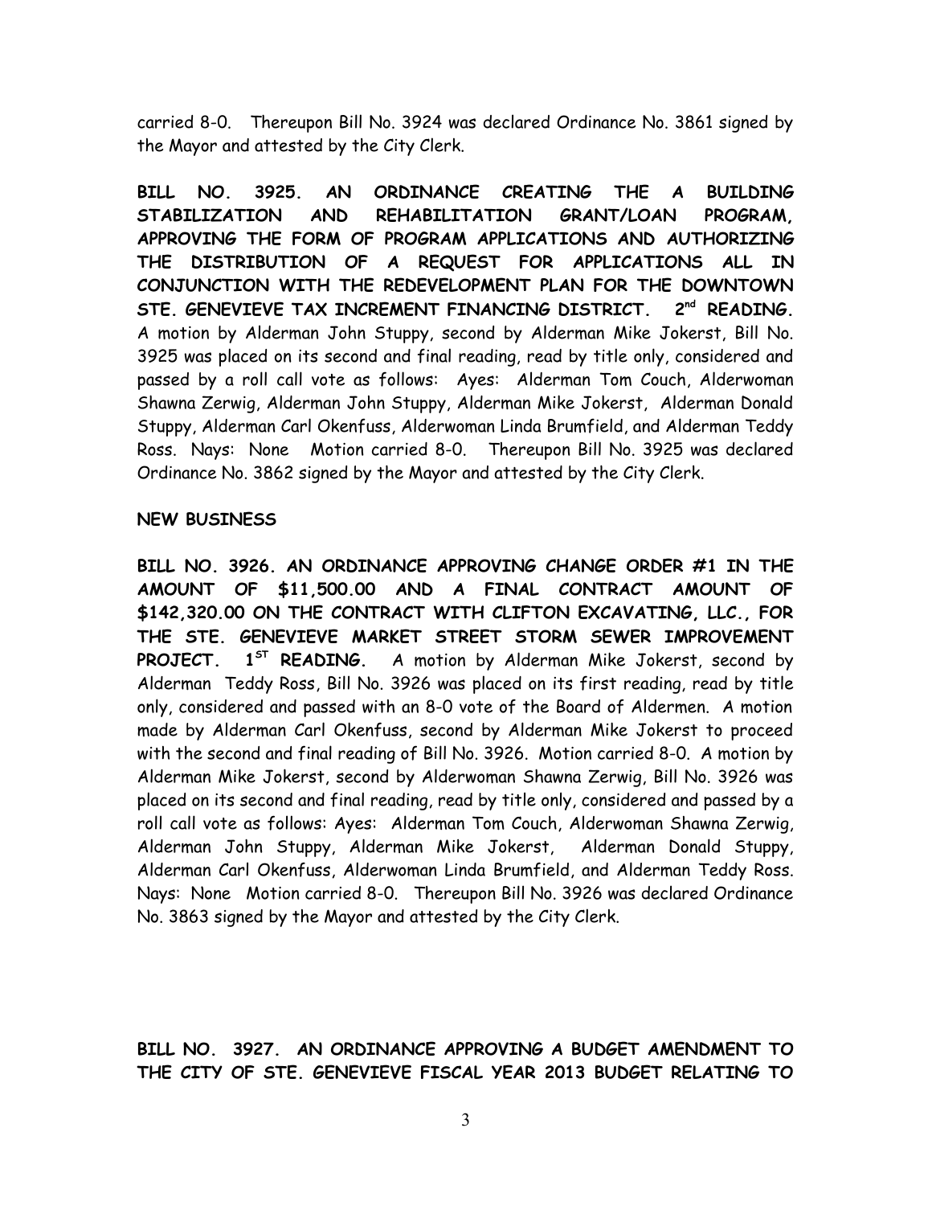carried 8-0. Thereupon Bill No. 3924 was declared Ordinance No. 3861 signed by the Mayor and attested by the City Clerk.

**BILL NO. 3925. AN ORDINANCE CREATING THE A BUILDING STABILIZATION AND REHABILITATION GRANT/LOAN PROGRAM, APPROVING THE FORM OF PROGRAM APPLICATIONS AND AUTHORIZING THE DISTRIBUTION OF A REQUEST FOR APPLICATIONS ALL IN CONJUNCTION WITH THE REDEVELOPMENT PLAN FOR THE DOWNTOWN STE. GENEVIEVE TAX INCREMENT FINANCING DISTRICT. 2nd READING.** A motion by Alderman John Stuppy, second by Alderman Mike Jokerst, Bill No. 3925 was placed on its second and final reading, read by title only, considered and passed by a roll call vote as follows: Ayes: Alderman Tom Couch, Alderwoman Shawna Zerwig, Alderman John Stuppy, Alderman Mike Jokerst, Alderman Donald Stuppy, Alderman Carl Okenfuss, Alderwoman Linda Brumfield, and Alderman Teddy Ross. Nays: None Motion carried 8-0. Thereupon Bill No. 3925 was declared Ordinance No. 3862 signed by the Mayor and attested by the City Clerk.

**NEW BUSINESS**

**BILL NO. 3926. AN ORDINANCE APPROVING CHANGE ORDER #1 IN THE AMOUNT OF $11,500.00 AND A FINAL CONTRACT AMOUNT OF $142,320.00 ON THE CONTRACT WITH CLIFTON EXCAVATING, LLC., FOR THE STE. GENEVIEVE MARKET STREET STORM SEWER IMPROVEMENT PROJECT. 1ST READING.** A motion by Alderman Mike Jokerst, second by Alderman Teddy Ross, Bill No. 3926 was placed on its first reading, read by title only, considered and passed with an 8-0 vote of the Board of Aldermen. A motion made by Alderman Carl Okenfuss, second by Alderman Mike Jokerst to proceed with the second and final reading of Bill No. 3926. Motion carried 8-0. A motion by Alderman Mike Jokerst, second by Alderwoman Shawna Zerwig, Bill No. 3926 was placed on its second and final reading, read by title only, considered and passed by a roll call vote as follows: Ayes: Alderman Tom Couch, Alderwoman Shawna Zerwig, Alderman John Stuppy, Alderman Mike Jokerst, Alderman Donald Stuppy, Alderman Carl Okenfuss, Alderwoman Linda Brumfield, and Alderman Teddy Ross. Nays: None Motion carried 8-0. Thereupon Bill No. 3926 was declared Ordinance No. 3863 signed by the Mayor and attested by the City Clerk.

**BILL NO. 3927. AN ORDINANCE APPROVING A BUDGET AMENDMENT TO THE CITY OF STE. GENEVIEVE FISCAL YEAR 2013 BUDGET RELATING TO**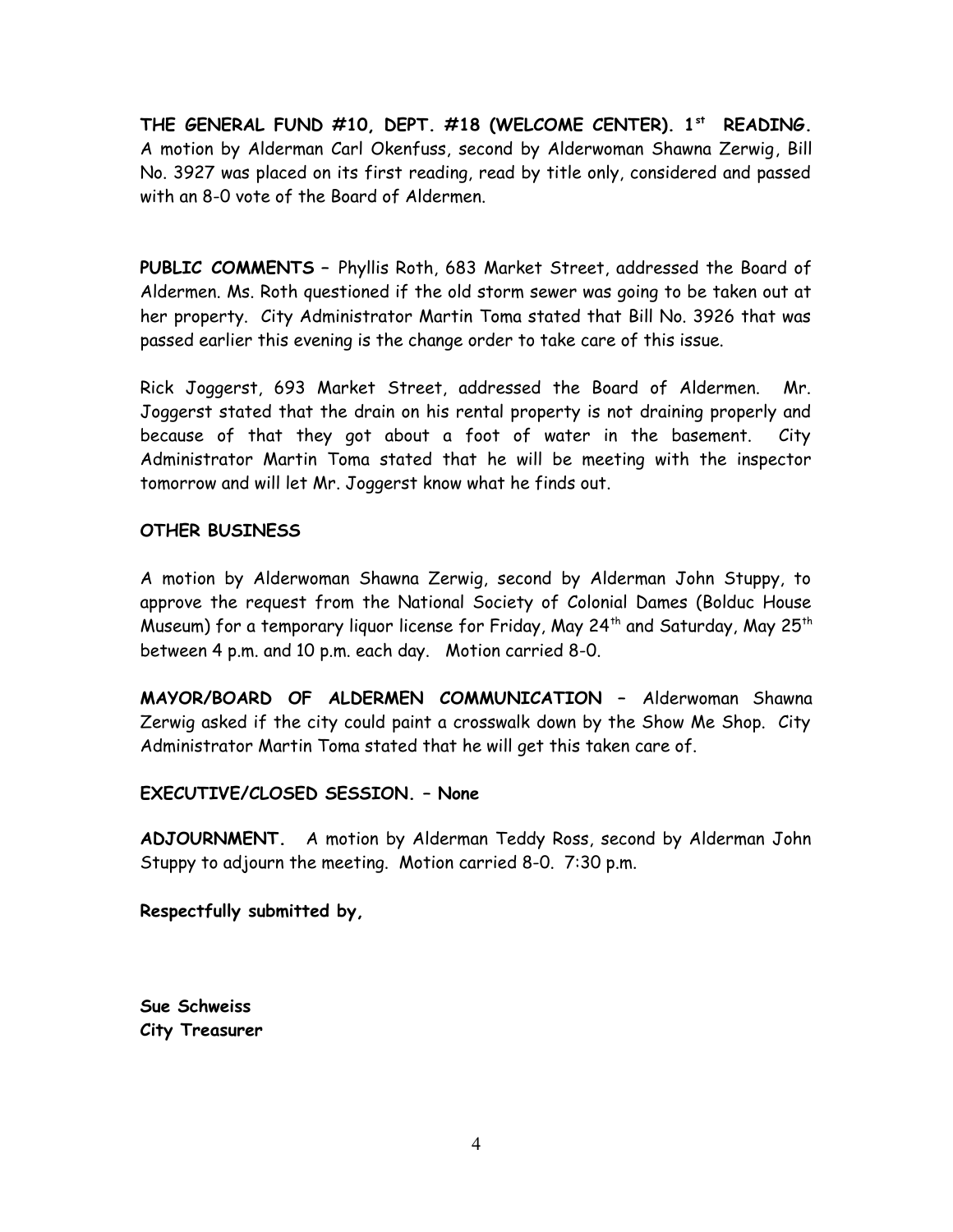**THE GENERAL FUND #10, DEPT. #18 (WELCOME CENTER). 1st READING.** A motion by Alderman Carl Okenfuss, second by Alderwoman Shawna Zerwig, Bill No. 3927 was placed on its first reading, read by title only, considered and passed with an 8-0 vote of the Board of Aldermen.

**PUBLIC COMMENTS –** Phyllis Roth, 683 Market Street, addressed the Board of Aldermen. Ms. Roth questioned if the old storm sewer was going to be taken out at her property. City Administrator Martin Toma stated that Bill No. 3926 that was passed earlier this evening is the change order to take care of this issue.

Rick Joggerst, 693 Market Street, addressed the Board of Aldermen. Mr. Joggerst stated that the drain on his rental property is not draining properly and because of that they got about a foot of water in the basement. City Administrator Martin Toma stated that he will be meeting with the inspector tomorrow and will let Mr. Joggerst know what he finds out.

**OTHER BUSINESS**

A motion by Alderwoman Shawna Zerwig, second by Alderman John Stuppy, to approve the request from the National Society of Colonial Dames (Bolduc House Museum) for a temporary liquor license for Friday, May 24th and Saturday, May 25th between 4 p.m. and 10 p.m. each day. Motion carried 8-0.

**MAYOR/BOARD OF ALDERMEN COMMUNICATION –** Alderwoman Shawna Zerwig asked if the city could paint a crosswalk down by the Show Me Shop. City Administrator Martin Toma stated that he will get this taken care of.

**EXECUTIVE/CLOSED SESSION. – None**

**ADJOURNMENT.** A motion by Alderman Teddy Ross, second by Alderman John Stuppy to adjourn the meeting. Motion carried 8-0. 7:30 p.m.

**Respectfully submitted by,**

**Sue Schweiss**
**City Treasurer**